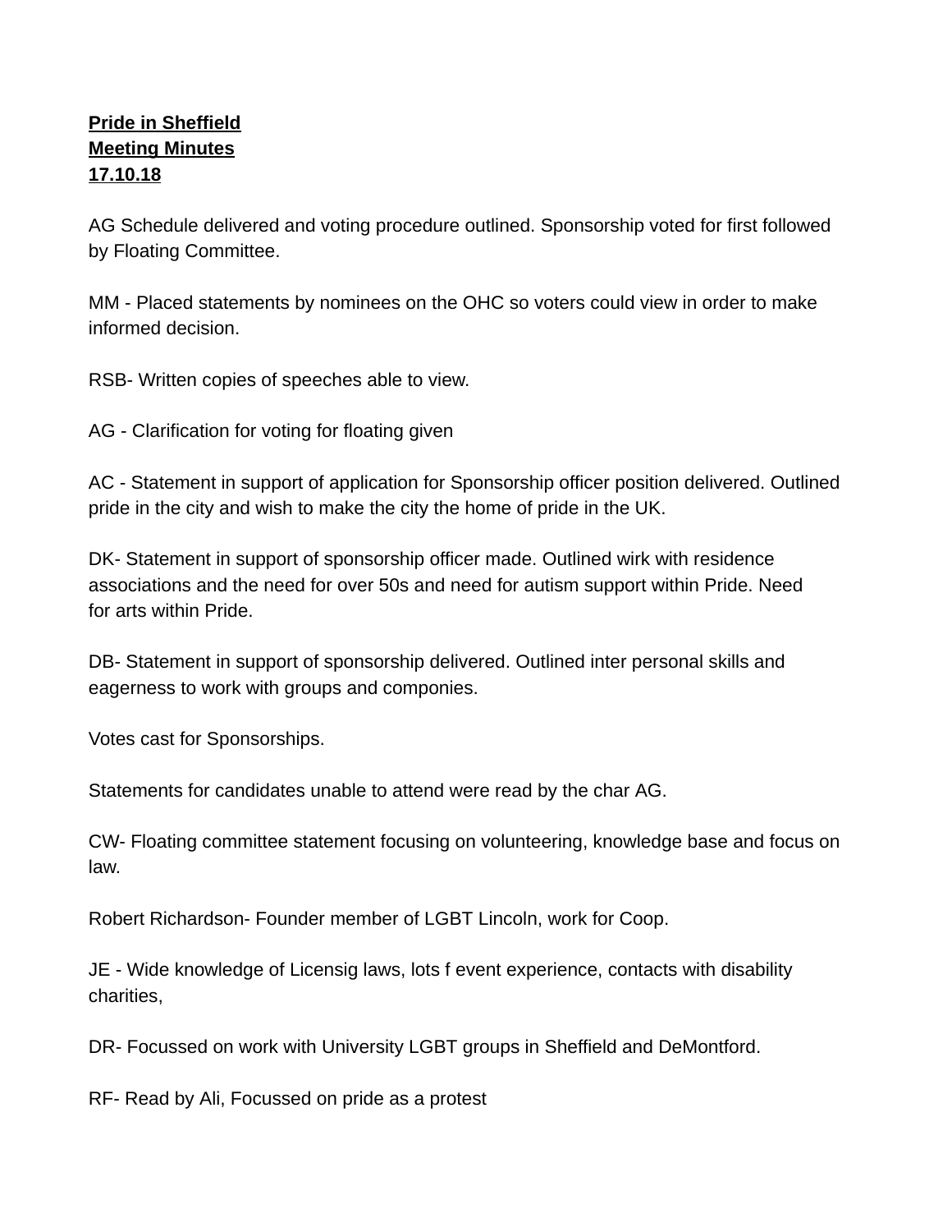**Pride in Sheffield**
**Meeting Minutes**
**17.10.18**

AG Schedule delivered and voting procedure outlined. Sponsorship voted for first followed by Floating Committee.

MM - Placed statements by nominees on the OHC so voters could view in order to make informed decision.

RSB- Written copies of speeches able to view.

AG - Clarification for voting for floating given

AC - Statement in support of application for Sponsorship officer position delivered. Outlined pride in the city and wish to make the city the home of pride in the UK.

DK- Statement in support of sponsorship officer made. Outlined wirk with residence associations and the need for over 50s and need for autism support within Pride. Need for arts within Pride.

DB- Statement in support of sponsorship delivered. Outlined inter personal skills and eagerness to work with groups and componies.

Votes cast for Sponsorships.

Statements for candidates unable to attend were read by the char AG.

CW- Floating committee statement focusing on volunteering, knowledge base and focus on law.

Robert Richardson- Founder member of LGBT Lincoln, work for Coop.

JE - Wide knowledge of Licensig laws, lots f event experience, contacts with disability charities,

DR- Focussed on work with University LGBT groups in Sheffield and DeMontford.

RF- Read by Ali, Focussed on pride as a protest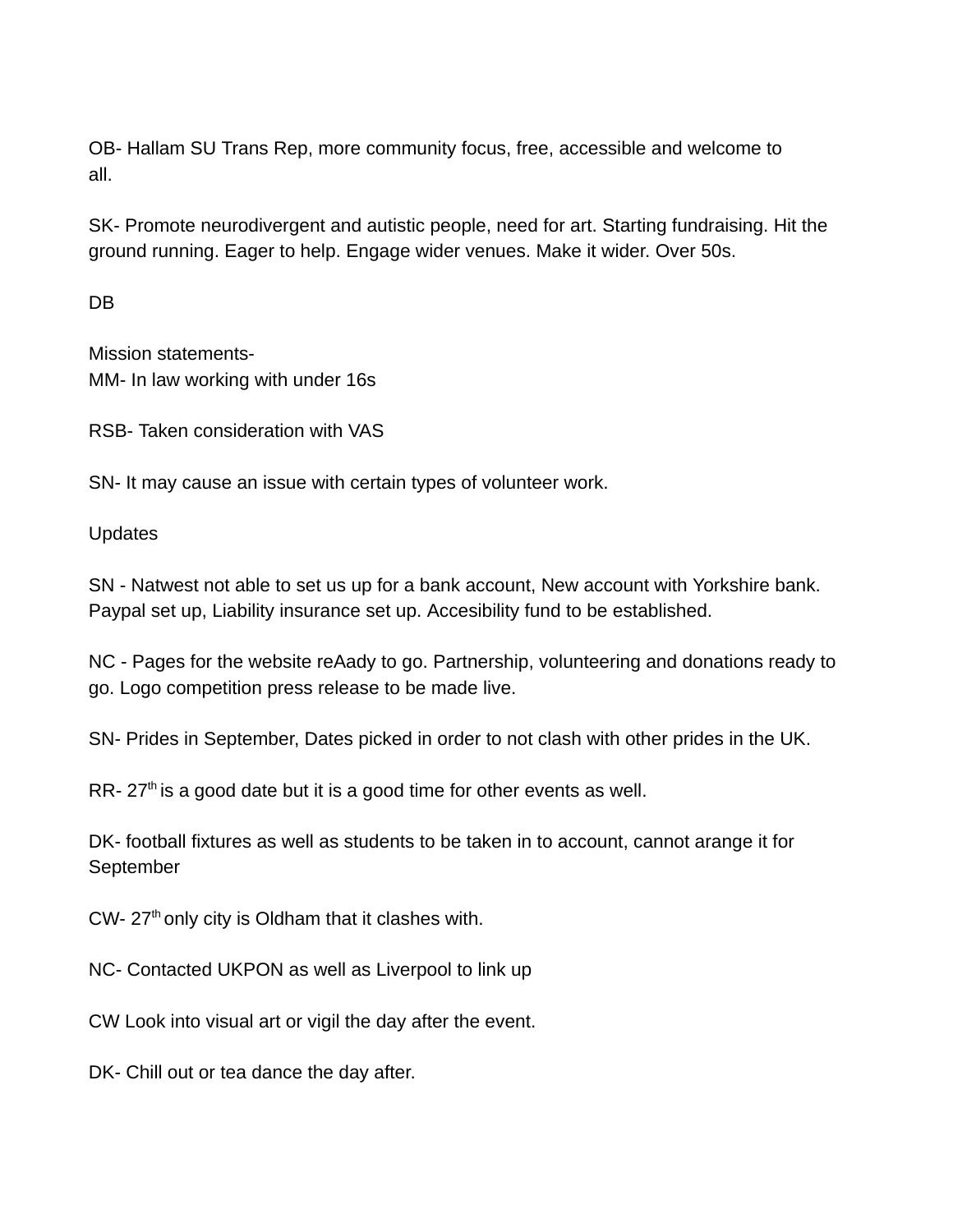OB- Hallam SU Trans Rep, more community focus, free, accessible and welcome to all.

SK- Promote neurodivergent and autistic people, need for art. Starting fundraising. Hit the ground running. Eager to help. Engage wider venues. Make it wider. Over 50s.

DB

Mission statements-
MM- In law working with under 16s

RSB- Taken consideration with VAS

SN- It may cause an issue with certain types of volunteer work.

Updates

SN - Natwest not able to set us up for a bank account, New account with Yorkshire bank. Paypal set up, Liability insurance set up. Accesibility fund to be established.

NC - Pages for the website reAady to go. Partnership, volunteering and donations ready to go. Logo competition press release to be made live.

SN- Prides in September, Dates picked in order to not clash with other prides in the UK.

RR- 27th is a good date but it is a good time for other events as well.

DK- football fixtures as well as students to be taken in to account, cannot arange it for September

CW- 27th only city is Oldham that it clashes with.

NC- Contacted UKPON as well as Liverpool to link up

CW Look into visual art or vigil the day after the event.

DK- Chill out or tea dance the day after.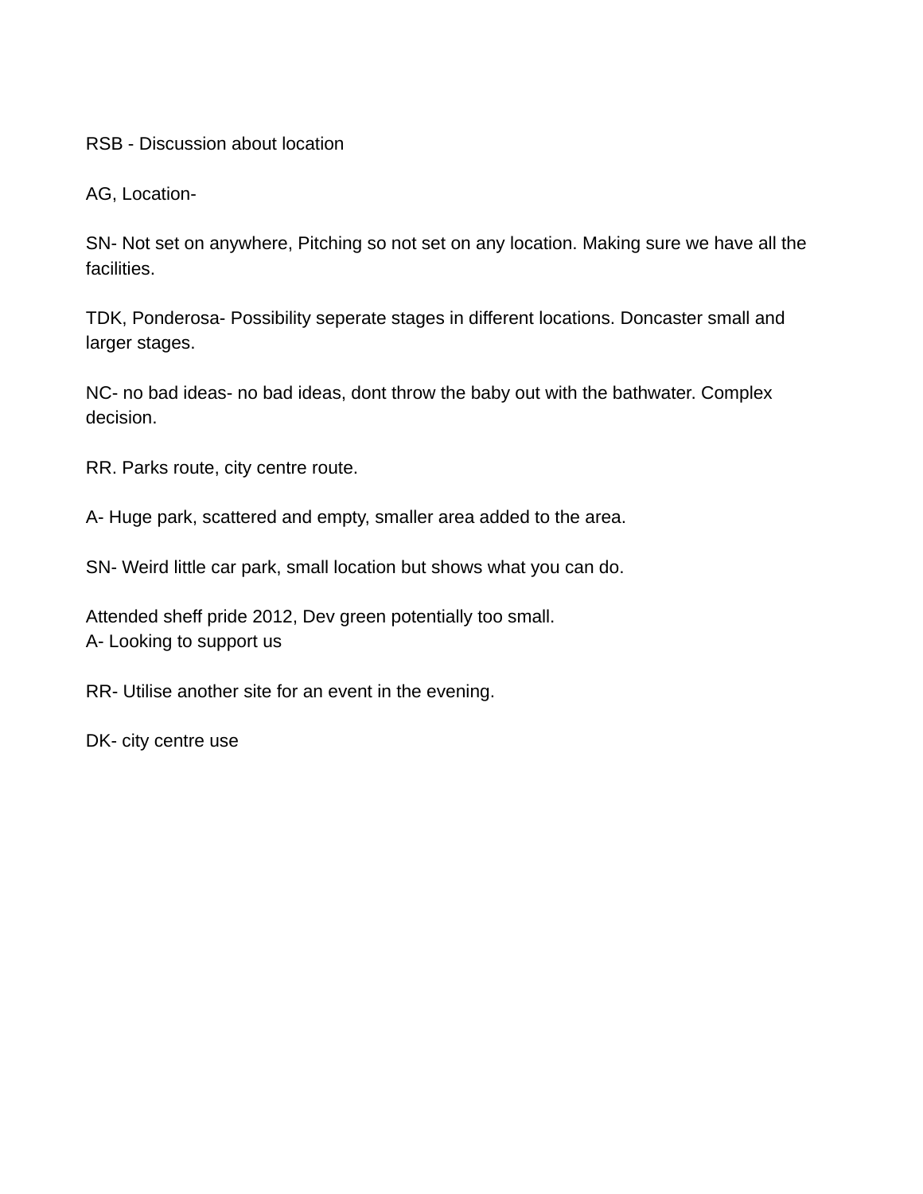RSB - Discussion about location

AG, Location-

SN- Not set on anywhere, Pitching so not set on any location. Making sure we have all the facilities.

TDK, Ponderosa- Possibility seperate stages in different locations. Doncaster small and larger stages.

NC- no bad ideas- no bad ideas, dont throw the baby out with the bathwater. Complex decision.

RR. Parks route, city centre route.

A- Huge park, scattered and empty, smaller area added to the area.

SN- Weird little car park, small location but shows what you can do.

Attended sheff pride 2012, Dev green potentially too small.
A- Looking to support us

RR- Utilise another site for an event in the evening.

DK- city centre use